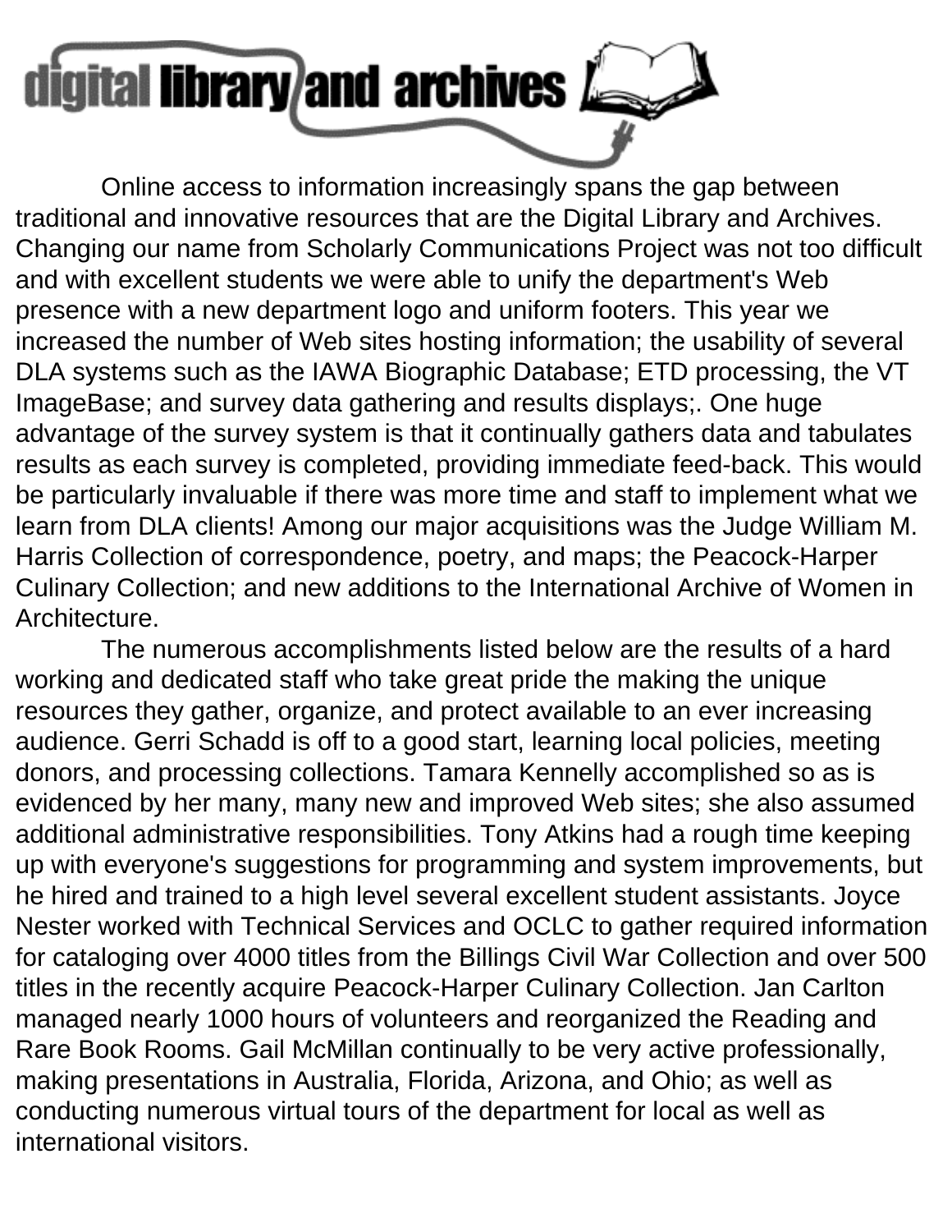# digital library and archives

Online access to information increasingly spans the gap between traditional and innovative resources that are the Digital Library and Archives. Changing our name from Scholarly Communications Project was not too difficult and with excellent students we were able to unify the department's Web presence with a new department logo and uniform footers. This year we increased the number of Web sites hosting information; the usability of several DLA systems such as the IAWA Biographic Database; ETD processing, the VT ImageBase; and survey data gathering and results displays;. One huge advantage of the survey system is that it continually gathers data and tabulates results as each survey is completed, providing immediate feed-back. This would be particularly invaluable if there was more time and staff to implement what we learn from DLA clients! Among our major acquisitions was the Judge William M. Harris Collection of correspondence, poetry, and maps; the Peacock-Harper Culinary Collection; and new additions to the International Archive of Women in Architecture.

The numerous accomplishments listed below are the results of a hard working and dedicated staff who take great pride the making the unique resources they gather, organize, and protect available to an ever increasing audience. Gerri Schadd is off to a good start, learning local policies, meeting donors, and processing collections. Tamara Kennelly accomplished so as is evidenced by her many, many new and improved Web sites; she also assumed additional administrative responsibilities. Tony Atkins had a rough time keeping up with everyone's suggestions for programming and system improvements, but he hired and trained to a high level several excellent student assistants. Joyce Nester worked with Technical Services and OCLC to gather required information for cataloging over 4000 titles from the Billings Civil War Collection and over 500 titles in the recently acquire Peacock-Harper Culinary Collection. Jan Carlton managed nearly 1000 hours of volunteers and reorganized the Reading and Rare Book Rooms. Gail McMillan continually to be very active professionally, making presentations in Australia, Florida, Arizona, and Ohio; as well as conducting numerous virtual tours of the department for local as well as international visitors.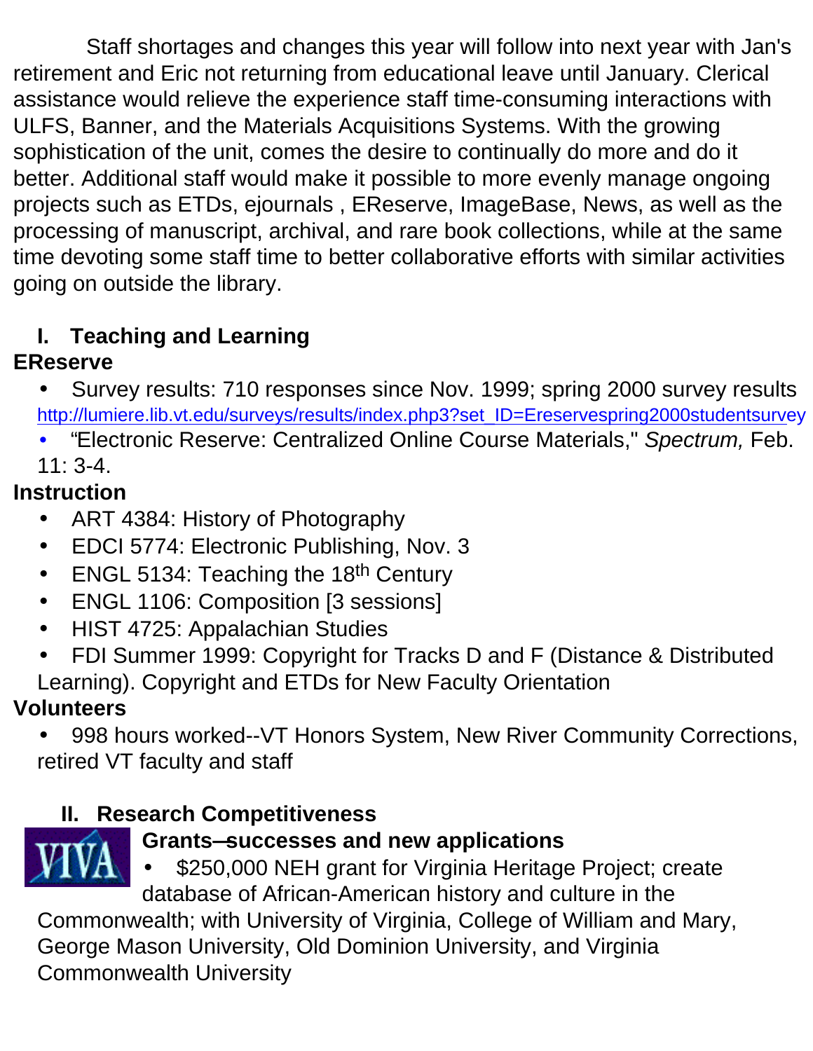Staff shortages and changes this year will follow into next year with Jan's retirement and Eric not returning from educational leave until January. Clerical assistance would relieve the experience staff time-consuming interactions with ULFS, Banner, and the Materials Acquisitions Systems. With the growing sophistication of the unit, comes the desire to continually do more and do it better. Additional staff would make it possible to more evenly manage ongoing projects such as ETDs, ejournals , EReserve, ImageBase, News, as well as the processing of manuscript, archival, and rare book collections, while at the same time devoting some staff time to better collaborative efforts with similar activities going on outside the library.

## I. Teaching and Learning

### EReserve

- Survey results: 710 responses since Nov. 1999; spring 2000 survey results http://lumiere.lib.vt.edu/surveys/results/index.php3?set_ID=Ereservespring2000studentsurvey
- "Electronic Reserve: Centralized Online Course Materials," *Spectrum,* Feb. 11: 3-4.

### Instruction

- ART 4384: History of Photography
- EDCI 5774: Electronic Publishing, Nov. 3
- ENGL 5134: Teaching the 18th Century
- ENGL 1106: Composition [3 sessions]
- HIST 4725: Appalachian Studies
- FDI Summer 1999: Copyright for Tracks D and F (Distance & Distributed Learning). Copyright and ETDs for New Faculty Orientation

### Volunteers

- 998 hours worked--VT Honors System, New River Community Corrections, retired VT faculty and staff

## II. Research Competitiveness

### Grants--successes and new applications

- $250,000 NEH grant for Virginia Heritage Project; create database of African-American history and culture in the Commonwealth; with University of Virginia, College of William and Mary, George Mason University, Old Dominion University, and Virginia Commonwealth University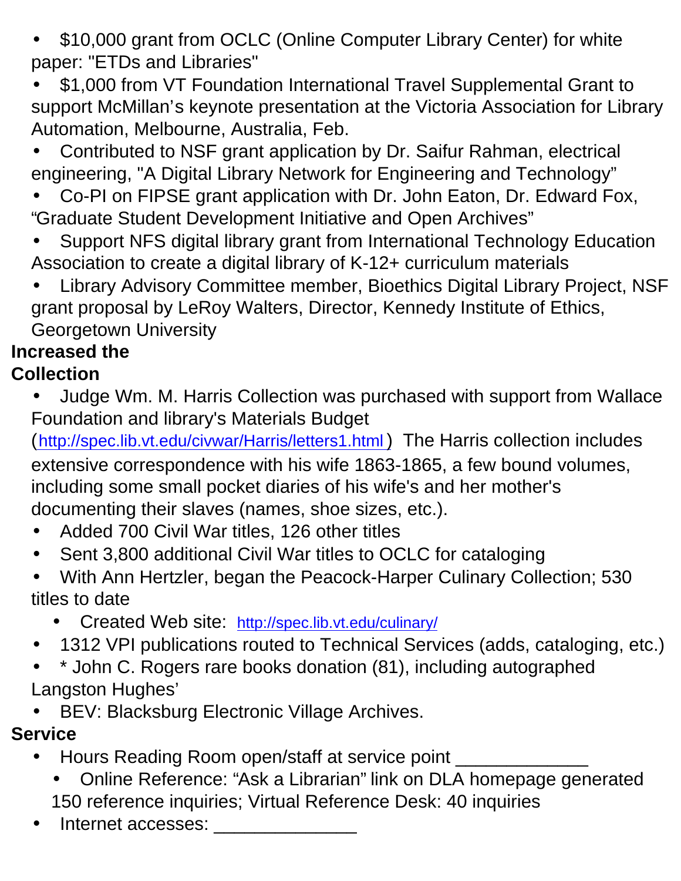- $10,000 grant from OCLC (Online Computer Library Center) for white paper: "ETDs and Libraries"
- $1,000 from VT Foundation International Travel Supplemental Grant to support McMillan's keynote presentation at the Victoria Association for Library Automation, Melbourne, Australia, Feb.
- Contributed to NSF grant application by Dr. Saifur Rahman, electrical engineering, "A Digital Library Network for Engineering and Technology"
- Co-PI on FIPSE grant application with Dr. John Eaton, Dr. Edward Fox, "Graduate Student Development Initiative and Open Archives"
- Support NFS digital library grant from International Technology Education Association to create a digital library of K-12+ curriculum materials
- Library Advisory Committee member, Bioethics Digital Library Project, NSF grant proposal by LeRoy Walters, Director, Kennedy Institute of Ethics, Georgetown University

**Increased the Collection**

- Judge Wm. M. Harris Collection was purchased with support from Wallace Foundation and library's Materials Budget (http://spec.lib.vt.edu/civwar/Harris/letters1.html) The Harris collection includes extensive correspondence with his wife 1863-1865, a few bound volumes, including some small pocket diaries of his wife's and her mother's documenting their slaves (names, shoe sizes, etc.).
- Added 700 Civil War titles, 126 other titles
- Sent 3,800 additional Civil War titles to OCLC for cataloging
- With Ann Hertzler, began the Peacock-Harper Culinary Collection; 530 titles to date
  - Created Web site: http://spec.lib.vt.edu/culinary/
- 1312 VPI publications routed to Technical Services (adds, cataloging, etc.)
- * John C. Rogers rare books donation (81), including autographed Langston Hughes'
- BEV: Blacksburg Electronic Village Archives.

**Service**

- Hours Reading Room open/staff at service point _____________
  - Online Reference: "Ask a Librarian" link on DLA homepage generated 150 reference inquiries; Virtual Reference Desk: 40 inquiries
- Internet accesses: ______________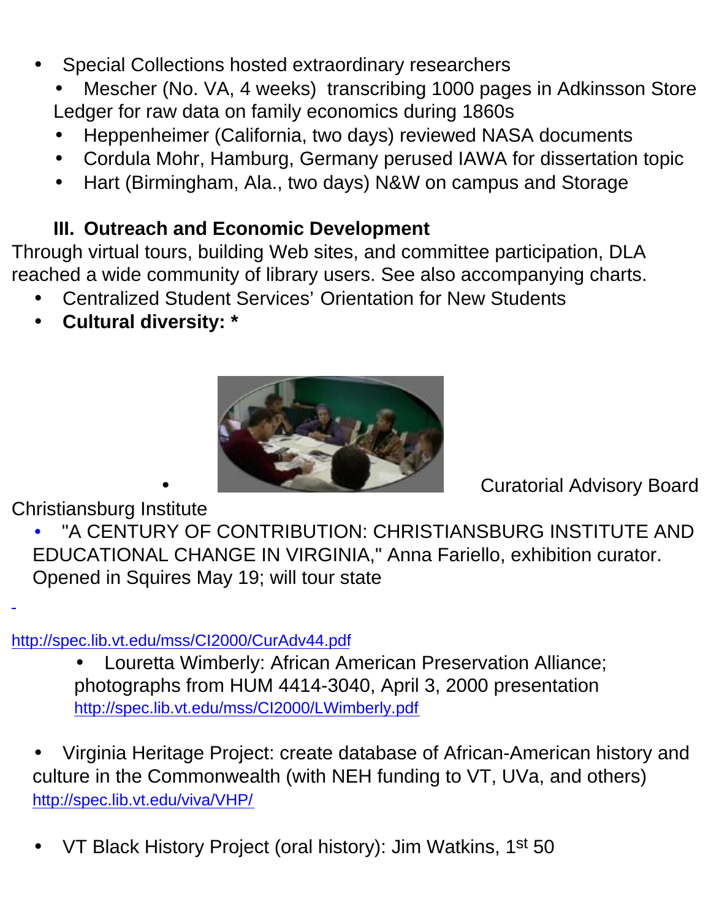- Special Collections hosted extraordinary researchers
  - Mescher (No. VA, 4 weeks) transcribing 1000 pages in Adkinsson Store Ledger for raw data on family economics during 1860s
  - Heppenheimer (California, two days) reviewed NASA documents
  - Cordula Mohr, Hamburg, Germany perused IAWA for dissertation topic
  - Hart (Birmingham, Ala., two days) N&W on campus and Storage

### III. Outreach and Economic Development

Through virtual tours, building Web sites, and committee participation, DLA reached a wide community of library users. See also accompanying charts.

- Centralized Student Services' Orientation for New Students
- **Cultural diversity: ***

- Curatorial Advisory Board Christiansburg Institute

- "A CENTURY OF CONTRIBUTION: CHRISTIANSBURG INSTITUTE AND EDUCATIONAL CHANGE IN VIRGINIA," Anna Fariello, exhibition curator. Opened in Squires May 19; will tour state

http://spec.lib.vt.edu/mss/CI2000/CurAdv44.pdf

  - Louretta Wimberly: African American Preservation Alliance; photographs from HUM 4414-3040, April 3, 2000 presentation http://spec.lib.vt.edu/mss/CI2000/LWimberly.pdf

- Virginia Heritage Project: create database of African-American history and culture in the Commonwealth (with NEH funding to VT, UVa, and others) http://spec.lib.vt.edu/viva/VHP/

- VT Black History Project (oral history): Jim Watkins, 1st 50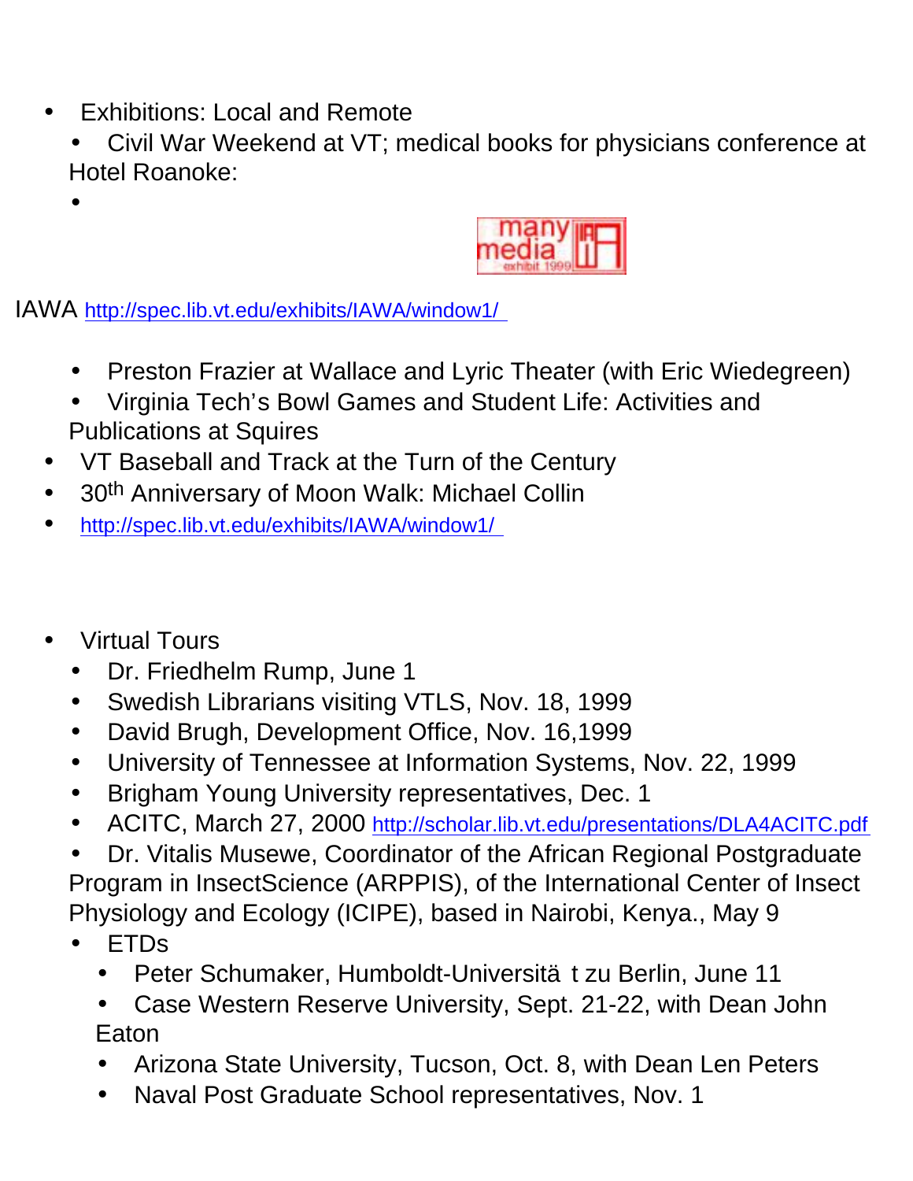- Exhibitions: Local and Remote
  - Civil War Weekend at VT; medical books for physicians conference at Hotel Roanoke:
  -

IAWA http://spec.lib.vt.edu/exhibits/IAWA/window1/

  - Preston Frazier at Wallace and Lyric Theater (with Eric Wiedegreen)
  - Virginia Tech's Bowl Games and Student Life: Activities and Publications at Squires
- VT Baseball and Track at the Turn of the Century
- 30th Anniversary of Moon Walk: Michael Collin
- http://spec.lib.vt.edu/exhibits/IAWA/window1/

- Virtual Tours
  - Dr. Friedhelm Rump, June 1
  - Swedish Librarians visiting VTLS, Nov. 18, 1999
  - David Brugh, Development Office, Nov. 16,1999
  - University of Tennessee at Information Systems, Nov. 22, 1999
  - Brigham Young University representatives, Dec. 1
  - ACITC, March 27, 2000 http://scholar.lib.vt.edu/presentations/DLA4ACITC.pdf
  - Dr. Vitalis Musewe, Coordinator of the African Regional Postgraduate Program in InsectScience (ARPPIS), of the International Center of Insect Physiology and Ecology (ICIPE), based in Nairobi, Kenya., May 9
  - ETDs
    - Peter Schumaker, Humboldt-Universität zu Berlin, June 11
    - Case Western Reserve University, Sept. 21-22, with Dean John Eaton
    - Arizona State University, Tucson, Oct. 8, with Dean Len Peters
    - Naval Post Graduate School representatives, Nov. 1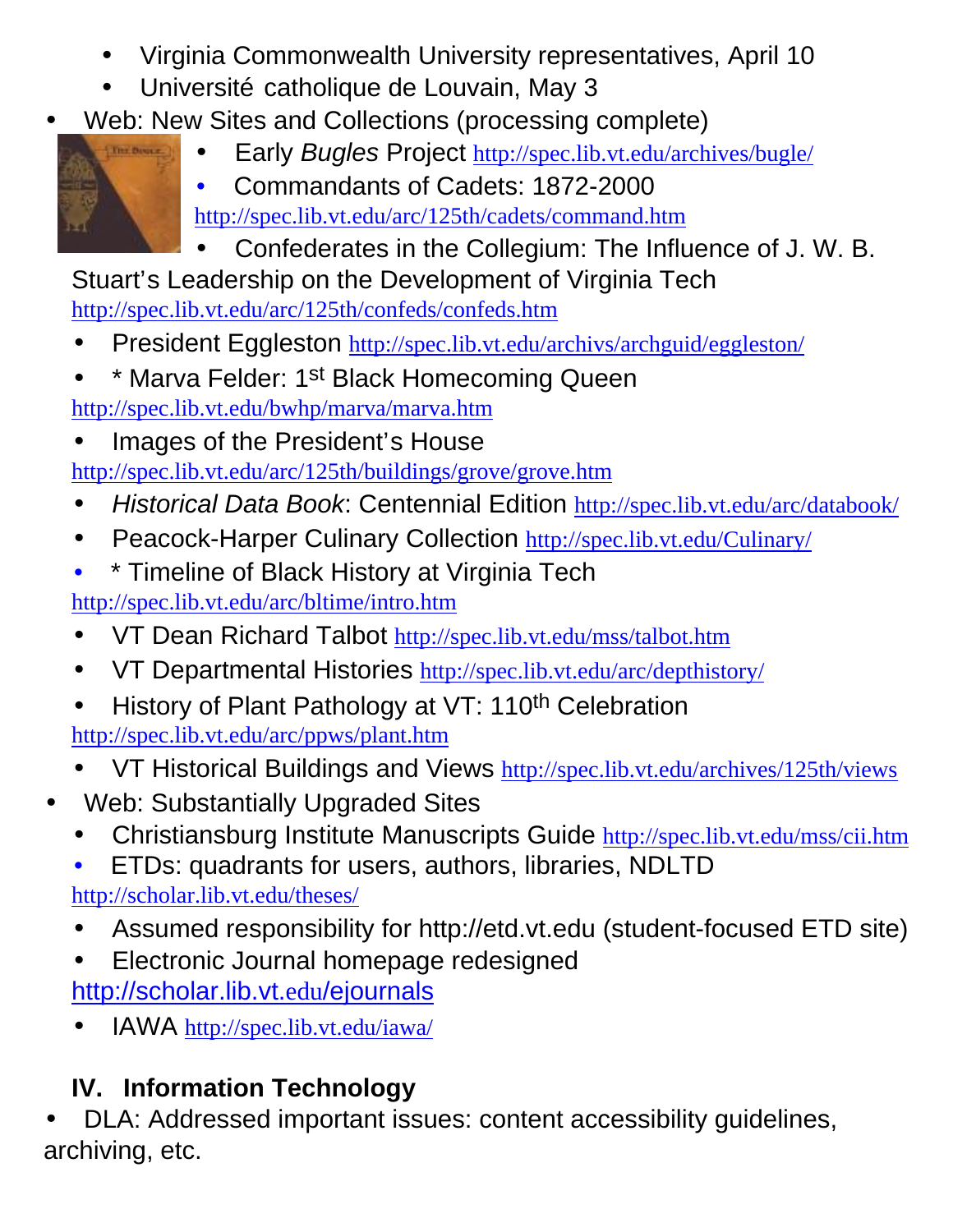- Virginia Commonwealth University representatives, April 10
- Université catholique de Louvain, May 3

- Web: New Sites and Collections (processing complete)
  - Early *Bugles* Project http://spec.lib.vt.edu/archives/bugle/
  - Commandants of Cadets: 1872-2000 http://spec.lib.vt.edu/arc/125th/cadets/command.htm
  - Confederates in the Collegium: The Influence of J. W. B. Stuart's Leadership on the Development of Virginia Tech http://spec.lib.vt.edu/arc/125th/confeds/confeds.htm
  - President Eggleston http://spec.lib.vt.edu/archivs/archguid/eggleston/
  - * Marva Felder: 1st Black Homecoming Queen http://spec.lib.vt.edu/bwhp/marva/marva.htm
  - Images of the President's House http://spec.lib.vt.edu/arc/125th/buildings/grove/grove.htm
  - *Historical Data Book*: Centennial Edition http://spec.lib.vt.edu/arc/databook/
  - Peacock-Harper Culinary Collection http://spec.lib.vt.edu/Culinary/
  - * Timeline of Black History at Virginia Tech http://spec.lib.vt.edu/arc/bltime/intro.htm
  - VT Dean Richard Talbot http://spec.lib.vt.edu/mss/talbot.htm
  - VT Departmental Histories http://spec.lib.vt.edu/arc/depthistory/
  - History of Plant Pathology at VT: 110th Celebration http://spec.lib.vt.edu/arc/ppws/plant.htm
  - VT Historical Buildings and Views http://spec.lib.vt.edu/archives/125th/views

- Web: Substantially Upgraded Sites
  - Christiansburg Institute Manuscripts Guide http://spec.lib.vt.edu/mss/cii.htm
  - ETDs: quadrants for users, authors, libraries, NDLTD http://scholar.lib.vt.edu/theses/
  - Assumed responsibility for http://etd.vt.edu (student-focused ETD site)
  - Electronic Journal homepage redesigned http://scholar.lib.vt.edu/ejournals
  - IAWA http://spec.lib.vt.edu/iawa/

## IV. Information Technology

- DLA: Addressed important issues: content accessibility guidelines, archiving, etc.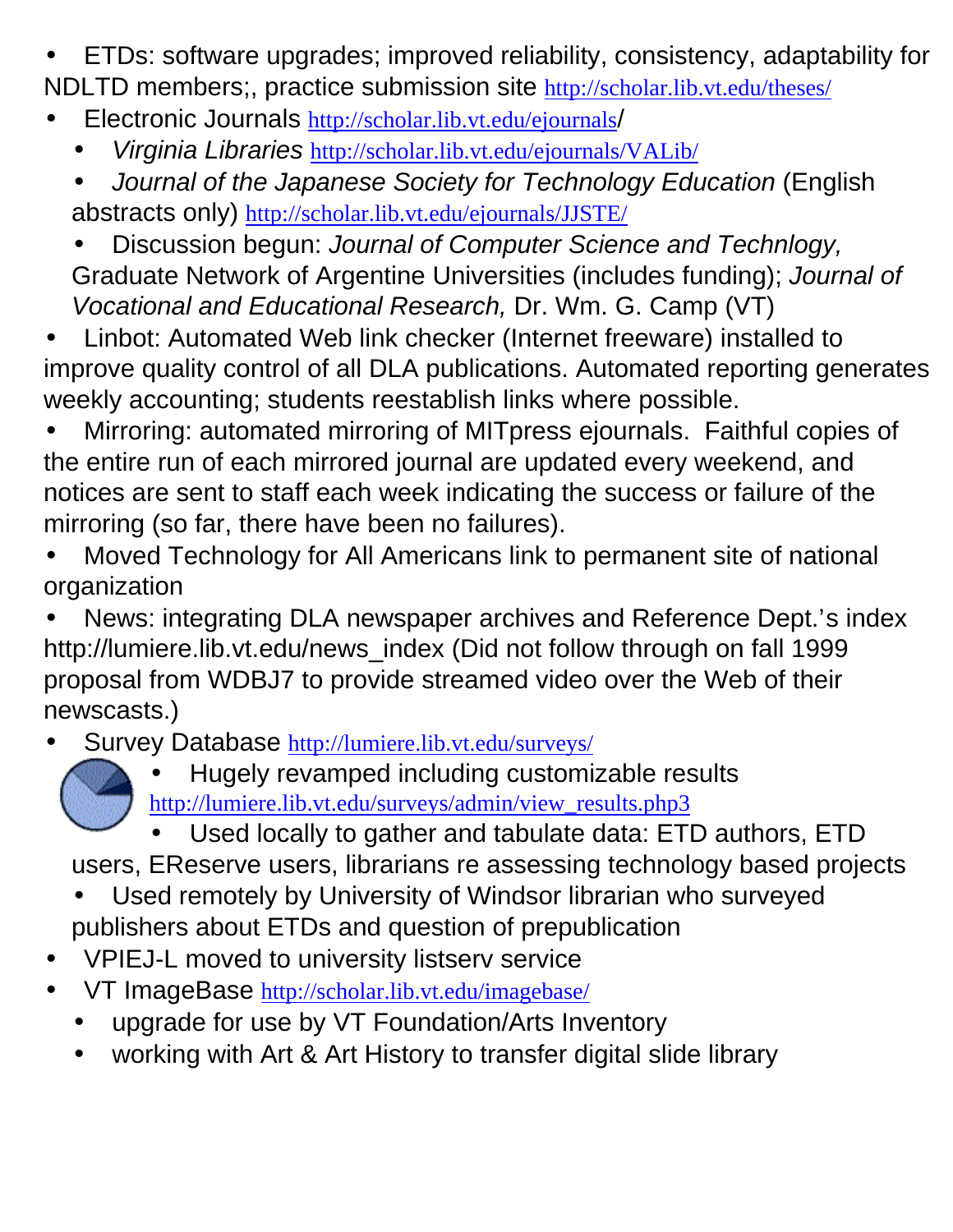- ETDs: software upgrades; improved reliability, consistency, adaptability for NDLTD members;, practice submission site http://scholar.lib.vt.edu/theses/
- Electronic Journals http://scholar.lib.vt.edu/ejournals/
  - *Virginia Libraries* http://scholar.lib.vt.edu/ejournals/VALib/
  - *Journal of the Japanese Society for Technology Education* (English abstracts only) http://scholar.lib.vt.edu/ejournals/JJSTE/
  - Discussion begun: *Journal of Computer Science and Technlogy,* Graduate Network of Argentine Universities (includes funding); *Journal of Vocational and Educational Research,* Dr. Wm. G. Camp (VT)
- Linbot: Automated Web link checker (Internet freeware) installed to improve quality control of all DLA publications. Automated reporting generates weekly accounting; students reestablish links where possible.
- Mirroring: automated mirroring of MITpress ejournals. Faithful copies of the entire run of each mirrored journal are updated every weekend, and notices are sent to staff each week indicating the success or failure of the mirroring (so far, there have been no failures).
- Moved Technology for All Americans link to permanent site of national organization
- News: integrating DLA newspaper archives and Reference Dept.'s index http://lumiere.lib.vt.edu/news_index (Did not follow through on fall 1999 proposal from WDBJ7 to provide streamed video over the Web of their newscasts.)
- Survey Database http://lumiere.lib.vt.edu/surveys/
  - Hugely revamped including customizable results http://lumiere.lib.vt.edu/surveys/admin/view_results.php3
  - Used locally to gather and tabulate data: ETD authors, ETD users, EReserve users, librarians re assessing technology based projects
  - Used remotely by University of Windsor librarian who surveyed publishers about ETDs and question of prepublication
- VPIEJ-L moved to university listserv service
- VT ImageBase http://scholar.lib.vt.edu/imagebase/
  - upgrade for use by VT Foundation/Arts Inventory
  - working with Art & Art History to transfer digital slide library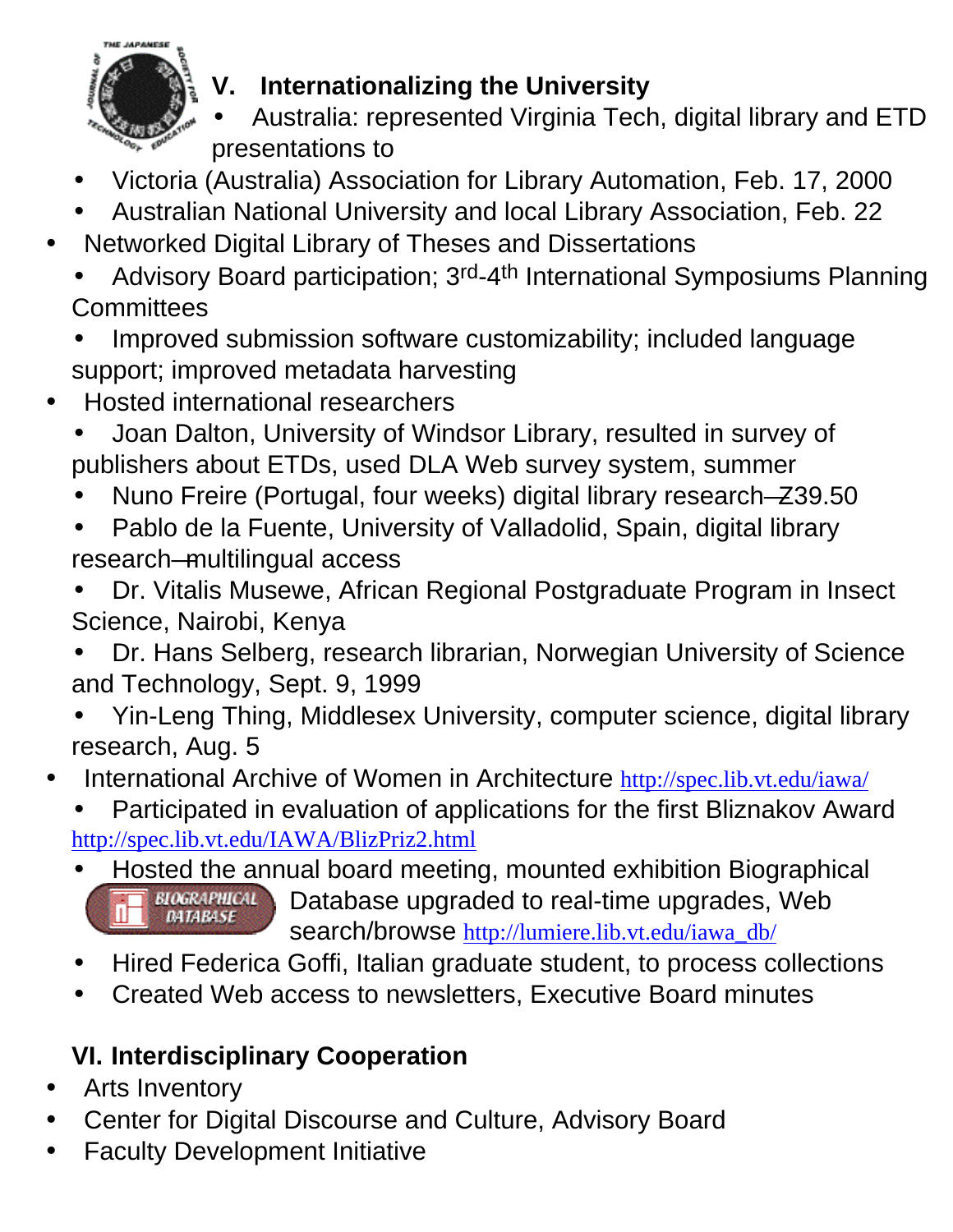## V. Internationalizing the University

- Australia: represented Virginia Tech, digital library and ETD presentations to
  - Victoria (Australia) Association for Library Automation, Feb. 17, 2000
  - Australian National University and local Library Association, Feb. 22
- Networked Digital Library of Theses and Dissertations
  - Advisory Board participation; 3rd-4th International Symposiums Planning Committees
  - Improved submission software customizability; included language support; improved metadata harvesting
- Hosted international researchers
  - Joan Dalton, University of Windsor Library, resulted in survey of publishers about ETDs, used DLA Web survey system, summer
  - Nuno Freire (Portugal, four weeks) digital library research—Z39.50
  - Pablo de la Fuente, University of Valladolid, Spain, digital library research—multilingual access
  - Dr. Vitalis Musewe, African Regional Postgraduate Program in Insect Science, Nairobi, Kenya
  - Dr. Hans Selberg, research librarian, Norwegian University of Science and Technology, Sept. 9, 1999
  - Yin-Leng Thing, Middlesex University, computer science, digital library research, Aug. 5
- International Archive of Women in Architecture http://spec.lib.vt.edu/iawa/
  - Participated in evaluation of applications for the first Bliznakov Award http://spec.lib.vt.edu/IAWA/BlizPriz2.html
  - Hosted the annual board meeting, mounted exhibition Biographical Database upgraded to real-time upgrades, Web search/browse http://lumiere.lib.vt.edu/iawa_db/
  - Hired Federica Goffi, Italian graduate student, to process collections
  - Created Web access to newsletters, Executive Board minutes

## VI. Interdisciplinary Cooperation

- Arts Inventory
- Center for Digital Discourse and Culture, Advisory Board
- Faculty Development Initiative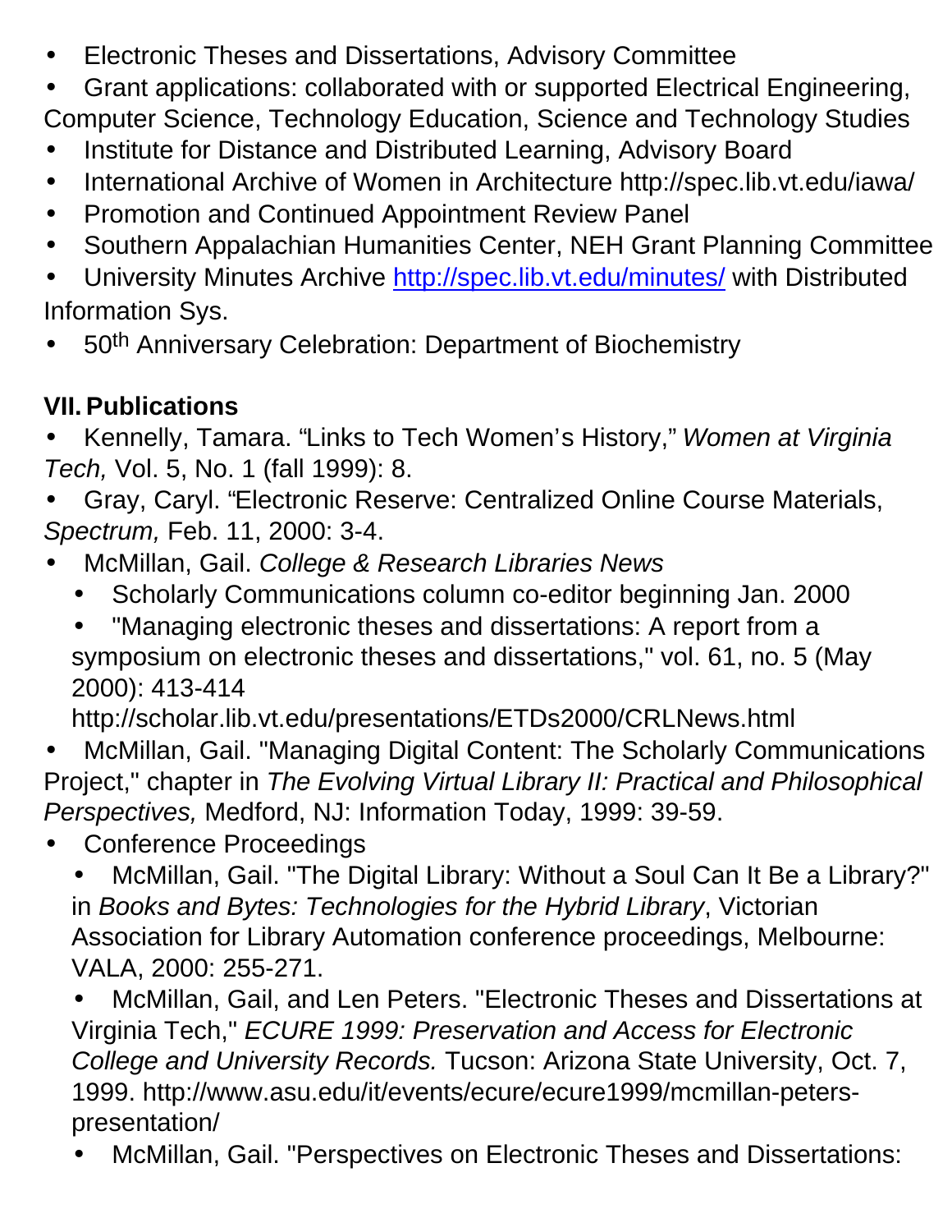- Electronic Theses and Dissertations, Advisory Committee
- Grant applications: collaborated with or supported Electrical Engineering, Computer Science, Technology Education, Science and Technology Studies
- Institute for Distance and Distributed Learning, Advisory Board
- International Archive of Women in Architecture http://spec.lib.vt.edu/iawa/
- Promotion and Continued Appointment Review Panel
- Southern Appalachian Humanities Center, NEH Grant Planning Committee
- University Minutes Archive http://spec.lib.vt.edu/minutes/ with Distributed Information Sys.
- 50th Anniversary Celebration: Department of Biochemistry

## VII. Publications

- Kennelly, Tamara. "Links to Tech Women's History," *Women at Virginia Tech,* Vol. 5, No. 1 (fall 1999): 8.
- Gray, Caryl. "Electronic Reserve: Centralized Online Course Materials, *Spectrum,* Feb. 11, 2000: 3-4.
- McMillan, Gail. *College & Research Libraries News*
  - Scholarly Communications column co-editor beginning Jan. 2000
  - "Managing electronic theses and dissertations: A report from a symposium on electronic theses and dissertations," vol. 61, no. 5 (May 2000): 413-414 http://scholar.lib.vt.edu/presentations/ETDs2000/CRLNews.html
- McMillan, Gail. "Managing Digital Content: The Scholarly Communications Project," chapter in *The Evolving Virtual Library II: Practical and Philosophical Perspectives,* Medford, NJ: Information Today, 1999: 39-59.
- Conference Proceedings
  - McMillan, Gail. "The Digital Library: Without a Soul Can It Be a Library?" in *Books and Bytes: Technologies for the Hybrid Library*, Victorian Association for Library Automation conference proceedings, Melbourne: VALA, 2000: 255-271.
  - McMillan, Gail, and Len Peters. "Electronic Theses and Dissertations at Virginia Tech," *ECURE 1999: Preservation and Access for Electronic College and University Records.* Tucson: Arizona State University, Oct. 7, 1999. http://www.asu.edu/it/events/ecure/ecure1999/mcmillan-peters-presentation/
  - McMillan, Gail. "Perspectives on Electronic Theses and Dissertations: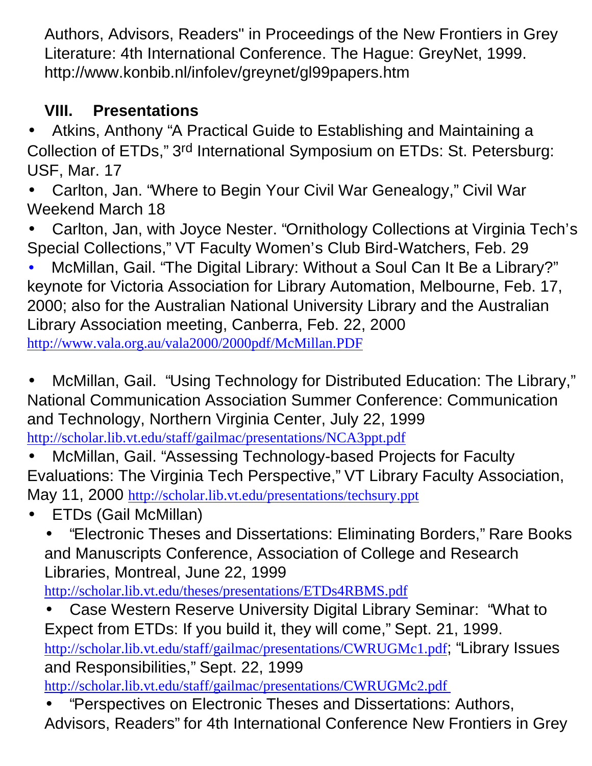Authors, Advisors, Readers" in Proceedings of the New Frontiers in Grey Literature: 4th International Conference. The Hague: GreyNet, 1999. http://www.konbib.nl/infolev/greynet/gl99papers.htm

## VIII. Presentations

- Atkins, Anthony "A Practical Guide to Establishing and Maintaining a Collection of ETDs," 3rd International Symposium on ETDs: St. Petersburg: USF, Mar. 17
- Carlton, Jan. "Where to Begin Your Civil War Genealogy," Civil War Weekend March 18
- Carlton, Jan, with Joyce Nester. "Ornithology Collections at Virginia Tech's Special Collections," VT Faculty Women's Club Bird-Watchers, Feb. 29
- McMillan, Gail. "The Digital Library: Without a Soul Can It Be a Library?" keynote for Victoria Association for Library Automation, Melbourne, Feb. 17, 2000; also for the Australian National University Library and the Australian Library Association meeting, Canberra, Feb. 22, 2000 http://www.vala.org.au/vala2000/2000pdf/McMillan.PDF
- McMillan, Gail. "Using Technology for Distributed Education: The Library," National Communication Association Summer Conference: Communication and Technology, Northern Virginia Center, July 22, 1999 http://scholar.lib.vt.edu/staff/gailmac/presentations/NCA3ppt.pdf
- McMillan, Gail. "Assessing Technology-based Projects for Faculty Evaluations: The Virginia Tech Perspective," VT Library Faculty Association, May 11, 2000 http://scholar.lib.vt.edu/presentations/techsury.ppt
- ETDs (Gail McMillan)
  - "Electronic Theses and Dissertations: Eliminating Borders," Rare Books and Manuscripts Conference, Association of College and Research Libraries, Montreal, June 22, 1999 http://scholar.lib.vt.edu/theses/presentations/ETDs4RBMS.pdf
  - Case Western Reserve University Digital Library Seminar: "What to Expect from ETDs: If you build it, they will come," Sept. 21, 1999. http://scholar.lib.vt.edu/staff/gailmac/presentations/CWRUGMc1.pdf; "Library Issues and Responsibilities," Sept. 22, 1999 http://scholar.lib.vt.edu/staff/gailmac/presentations/CWRUGMc2.pdf
  - "Perspectives on Electronic Theses and Dissertations: Authors, Advisors, Readers" for 4th International Conference New Frontiers in Grey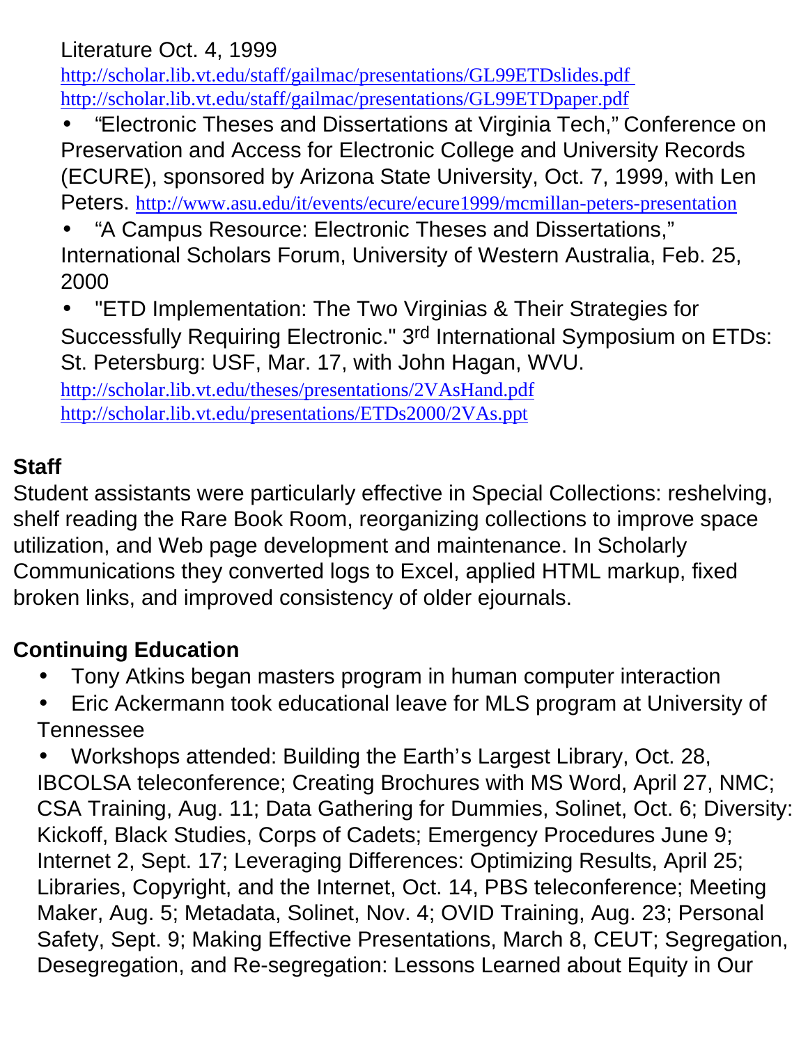Literature Oct. 4, 1999
http://scholar.lib.vt.edu/staff/gailmac/presentations/GL99ETDslides.pdf
http://scholar.lib.vt.edu/staff/gailmac/presentations/GL99ETDpaper.pdf

- "Electronic Theses and Dissertations at Virginia Tech," Conference on Preservation and Access for Electronic College and University Records (ECURE), sponsored by Arizona State University, Oct. 7, 1999, with Len Peters. http://www.asu.edu/it/events/ecure/ecure1999/mcmillan-peters-presentation
- "A Campus Resource: Electronic Theses and Dissertations," International Scholars Forum, University of Western Australia, Feb. 25, 2000
- "ETD Implementation: The Two Virginias & Their Strategies for Successfully Requiring Electronic." 3rd International Symposium on ETDs: St. Petersburg: USF, Mar. 17, with John Hagan, WVU.
http://scholar.lib.vt.edu/theses/presentations/2VAsHand.pdf
http://scholar.lib.vt.edu/presentations/ETDs2000/2VAs.ppt

**Staff**

Student assistants were particularly effective in Special Collections: reshelving, shelf reading the Rare Book Room, reorganizing collections to improve space utilization, and Web page development and maintenance. In Scholarly Communications they converted logs to Excel, applied HTML markup, fixed broken links, and improved consistency of older ejournals.

**Continuing Education**

- Tony Atkins began masters program in human computer interaction
- Eric Ackermann took educational leave for MLS program at University of Tennessee
- Workshops attended: Building the Earth's Largest Library, Oct. 28, IBCOLSA teleconference; Creating Brochures with MS Word, April 27, NMC; CSA Training, Aug. 11; Data Gathering for Dummies, Solinet, Oct. 6; Diversity: Kickoff, Black Studies, Corps of Cadets; Emergency Procedures June 9; Internet 2, Sept. 17; Leveraging Differences: Optimizing Results, April 25; Libraries, Copyright, and the Internet, Oct. 14, PBS teleconference; Meeting Maker, Aug. 5; Metadata, Solinet, Nov. 4; OVID Training, Aug. 23; Personal Safety, Sept. 9; Making Effective Presentations, March 8, CEUT; Segregation, Desegregation, and Re-segregation: Lessons Learned about Equity in Our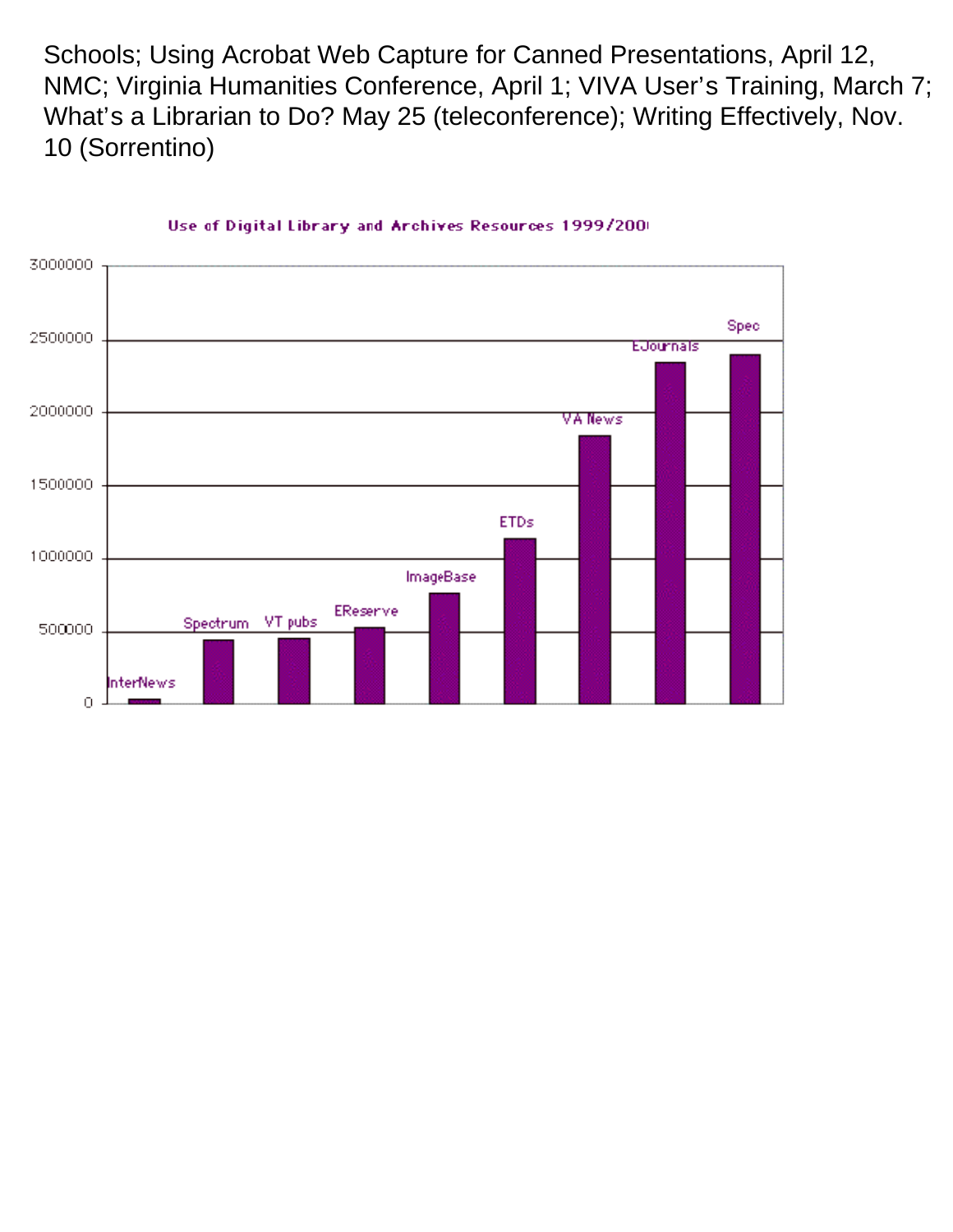Schools; Using Acrobat Web Capture for Canned Presentations, April 12, NMC; Virginia Humanities Conference, April 1; VIVA User's Training, March 7; What's a Librarian to Do? May 25 (teleconference); Writing Effectively, Nov. 10 (Sorrentino)

Use of Digital Library and Archives Resources 1999/200

3000000
2500000
2000000
1500000
1000000
500000
0

InterNews
Spectrum
VT pubs
EReserve
ImageBase
ETDs
VA News
EJournals
Spec